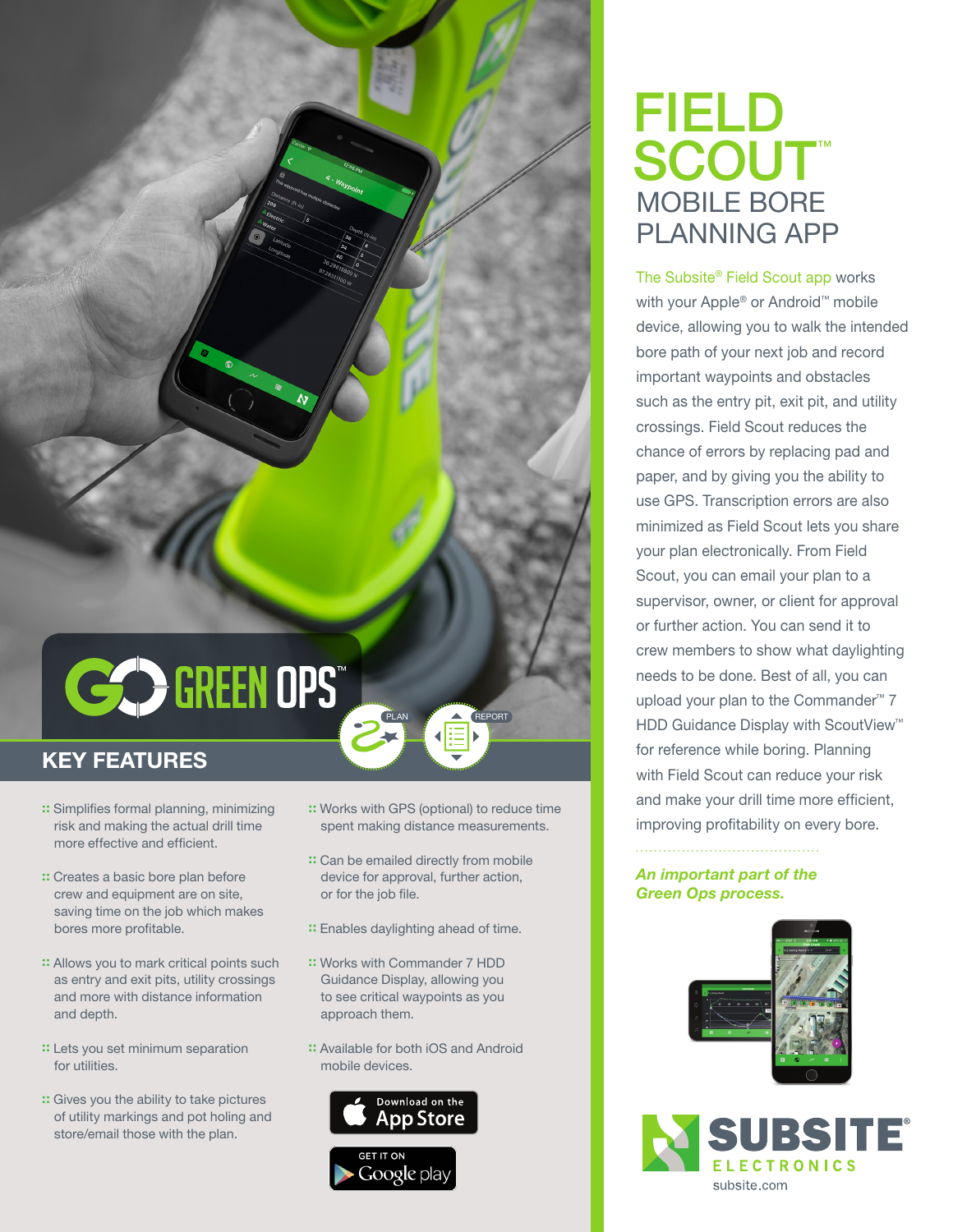# FIELD SCOUT™

## MOBILE BORE PLANNING APP

The Subsite® Field Scout app works with your Apple® or Android™ mobile device, allowing you to walk the intended bore path of your next job and record important waypoints and obstacles such as the entry pit, exit pit, and utility crossings. Field Scout reduces the chance of errors by replacing pad and paper, and by giving you the ability to use GPS. Transcription errors are also minimized as Field Scout lets you share your plan electronically. From Field Scout, you can email your plan to a supervisor, owner, or client for approval or further action. You can send it to crew members to show what daylighting needs to be done. Best of all, you can upload your plan to the Commander™ 7 HDD Guidance Display with ScoutView™ for reference while boring. Planning with Field Scout can reduce your risk and make your drill time more efficient, improving profitability on every bore.

*An important part of the Green Ops process.*

GO GREEN OPS™

PLAN REPORT

## KEY FEATURES

- Simplifies formal planning, minimizing risk and making the actual drill time more effective and efficient.
- Creates a basic bore plan before crew and equipment are on site, saving time on the job which makes bores more profitable.
- Allows you to mark critical points such as entry and exit pits, utility crossings and more with distance information and depth.
- Lets you set minimum separation for utilities.
- Gives you the ability to take pictures of utility markings and pot holing and store/email those with the plan.
- Works with GPS (optional) to reduce time spent making distance measurements.
- Can be emailed directly from mobile device for approval, further action, or for the job file.
- Enables daylighting ahead of time.
- Works with Commander 7 HDD Guidance Display, allowing you to see critical waypoints as you approach them.
- Available for both iOS and Android mobile devices.

Download on the App Store

GET IT ON Google play

SUBSITE® ELECTRONICS

subsite.com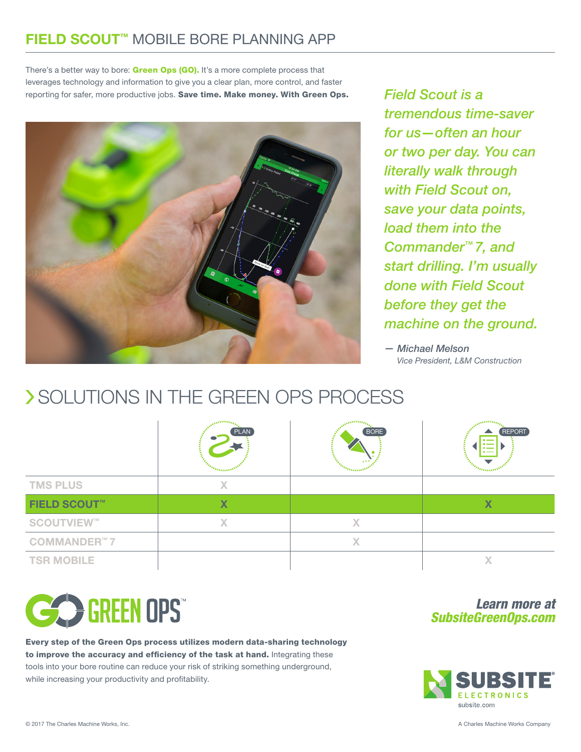# FIELD SCOUT™ MOBILE BORE PLANNING APP

There's a better way to bore: **Green Ops (GO).** It's a more complete process that leverages technology and information to give you a clear plan, more control, and faster reporting for safer, more productive jobs. **Save time. Make money. With Green Ops.**

*Field Scout is a tremendous time-saver for us—often an hour or two per day. You can literally walk through with Field Scout on, save your data points, load them into the Commander™ 7, and start drilling. I'm usually done with Field Scout before they get the machine on the ground.*

*— Michael Melson*
*Vice President, L&M Construction*

## SOLUTIONS IN THE GREEN OPS PROCESS

| | PLAN | BORE | REPORT |
|---|---|---|---|
| TMS PLUS | X | | |
| **FIELD SCOUT™** | **X** | | **X** |
| SCOUTVIEW™ | X | X | |
| COMMANDER™ 7 | | X | |
| TSR MOBILE | | | X |

GO GREEN OPS™

***Learn more at SubsiteGreenOps.com***

**Every step of the Green Ops process utilizes modern data-sharing technology to improve the accuracy and efficiency of the task at hand.** Integrating these tools into your bore routine can reduce your risk of striking something underground, while increasing your productivity and profitability.

SUBSITE® ELECTRONICS
subsite.com

© 2017 The Charles Machine Works, Inc.

A Charles Machine Works Company